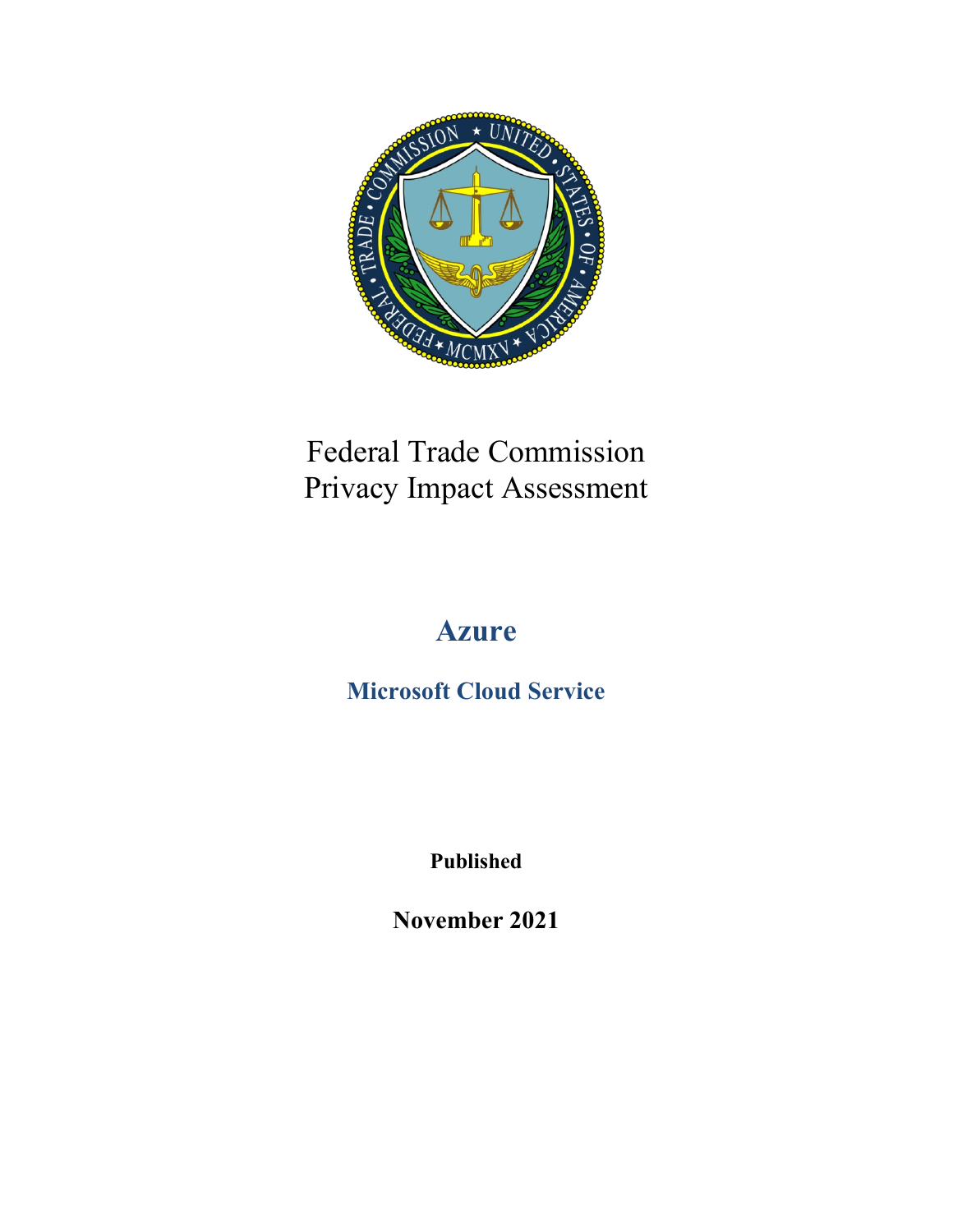# Federal Trade Commission Privacy Impact Assessment

## Azure

### Microsoft Cloud Service

**Published**

**November 2021**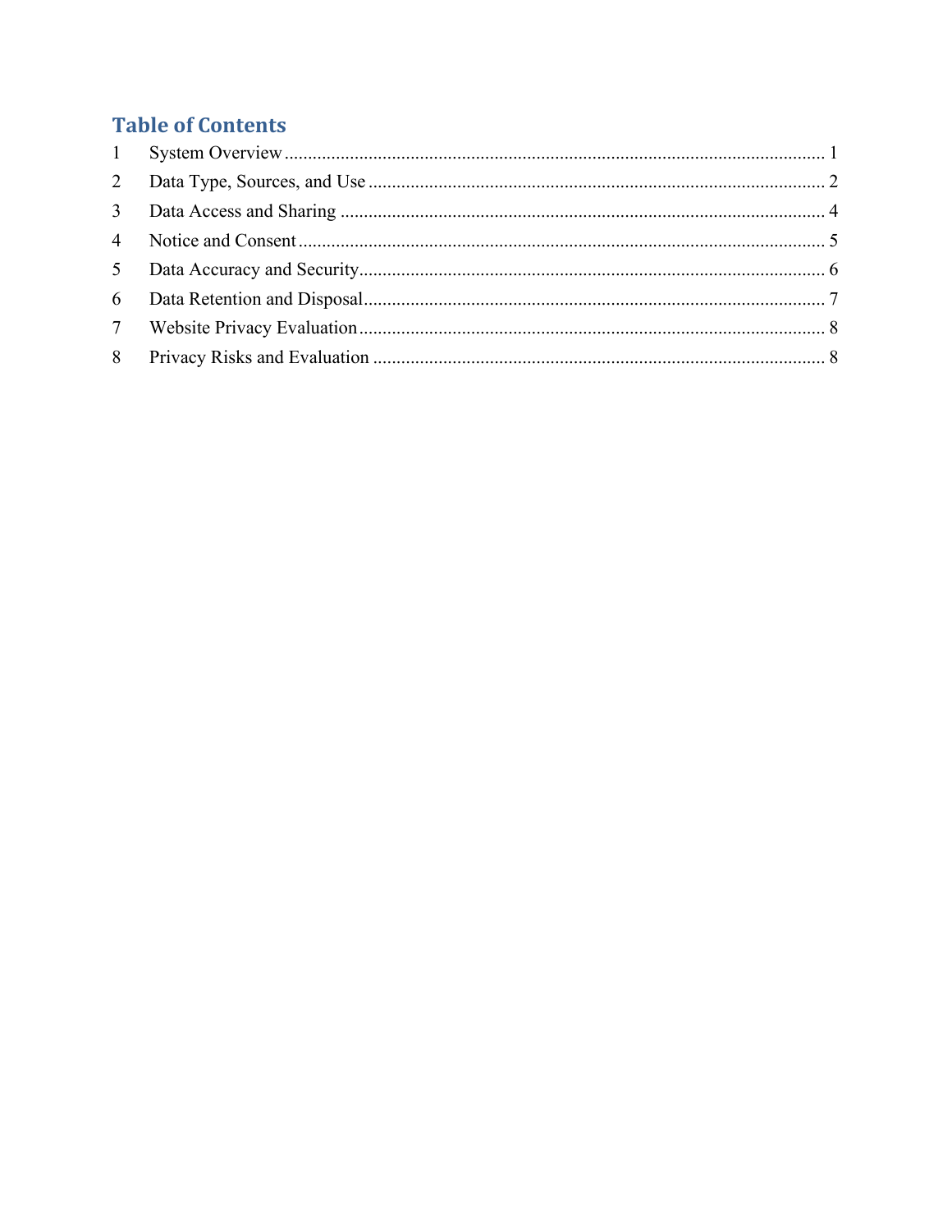## Table of Contents

1 System Overview ........................................................................................................... 1
2 Data Type, Sources, and Use ......................................................................................... 2
3 Data Access and Sharing ............................................................................................... 4
4 Notice and Consent ....................................................................................................... 5
5 Data Accuracy and Security........................................................................................... 6
6 Data Retention and Disposal.......................................................................................... 7
7 Website Privacy Evaluation........................................................................................... 8
8 Privacy Risks and Evaluation ........................................................................................ 8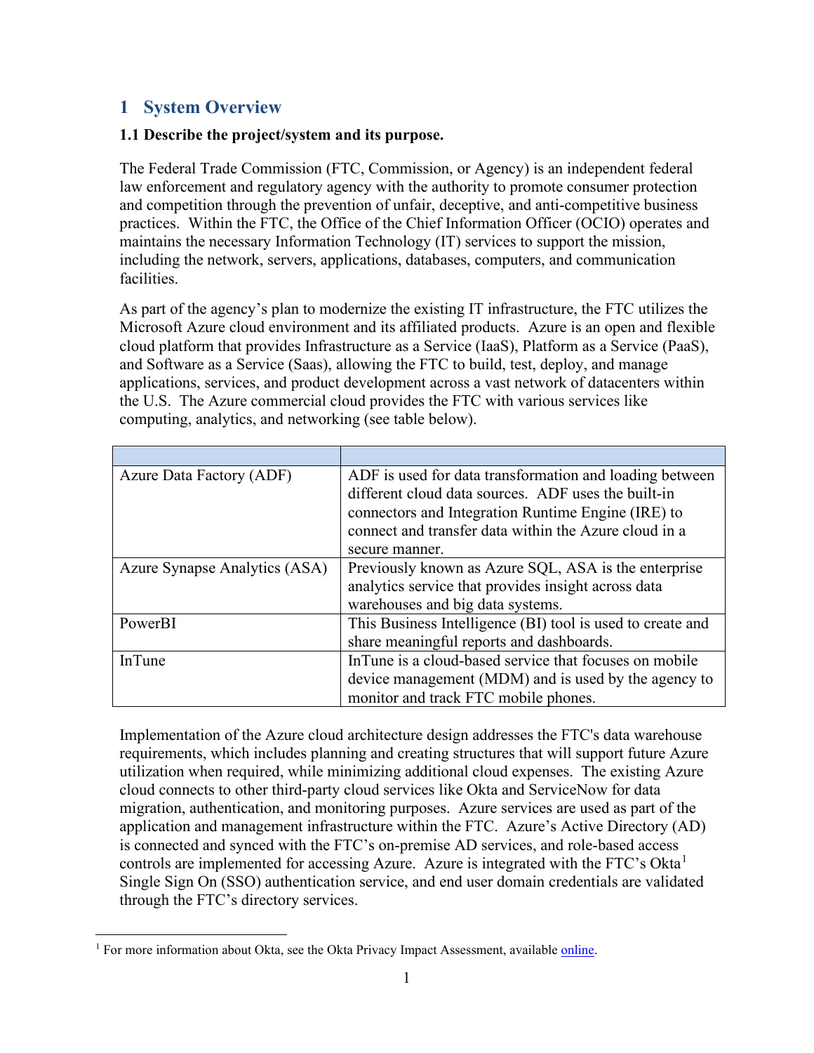# 1 System Overview

**1.1 Describe the project/system and its purpose.**

The Federal Trade Commission (FTC, Commission, or Agency) is an independent federal law enforcement and regulatory agency with the authority to promote consumer protection and competition through the prevention of unfair, deceptive, and anti-competitive business practices. Within the FTC, the Office of the Chief Information Officer (OCIO) operates and maintains the necessary Information Technology (IT) services to support the mission, including the network, servers, applications, databases, computers, and communication facilities.

As part of the agency's plan to modernize the existing IT infrastructure, the FTC utilizes the Microsoft Azure cloud environment and its affiliated products. Azure is an open and flexible cloud platform that provides Infrastructure as a Service (IaaS), Platform as a Service (PaaS), and Software as a Service (Saas), allowing the FTC to build, test, deploy, and manage applications, services, and product development across a vast network of datacenters within the U.S. The Azure commercial cloud provides the FTC with various services like computing, analytics, and networking (see table below).

| | |
|---|---|
| Azure Data Factory (ADF) | ADF is used for data transformation and loading between different cloud data sources. ADF uses the built-in connectors and Integration Runtime Engine (IRE) to connect and transfer data within the Azure cloud in a secure manner. |
| Azure Synapse Analytics (ASA) | Previously known as Azure SQL, ASA is the enterprise analytics service that provides insight across data warehouses and big data systems. |
| PowerBI | This Business Intelligence (BI) tool is used to create and share meaningful reports and dashboards. |
| InTune | InTune is a cloud-based service that focuses on mobile device management (MDM) and is used by the agency to monitor and track FTC mobile phones. |

Implementation of the Azure cloud architecture design addresses the FTC's data warehouse requirements, which includes planning and creating structures that will support future Azure utilization when required, while minimizing additional cloud expenses. The existing Azure cloud connects to other third-party cloud services like Okta and ServiceNow for data migration, authentication, and monitoring purposes. Azure services are used as part of the application and management infrastructure within the FTC. Azure's Active Directory (AD) is connected and synced with the FTC's on-premise AD services, and role-based access controls are implemented for accessing Azure. Azure is integrated with the FTC's Okta[1] Single Sign On (SSO) authentication service, and end user domain credentials are validated through the FTC's directory services.

[1] For more information about Okta, see the Okta Privacy Impact Assessment, available online.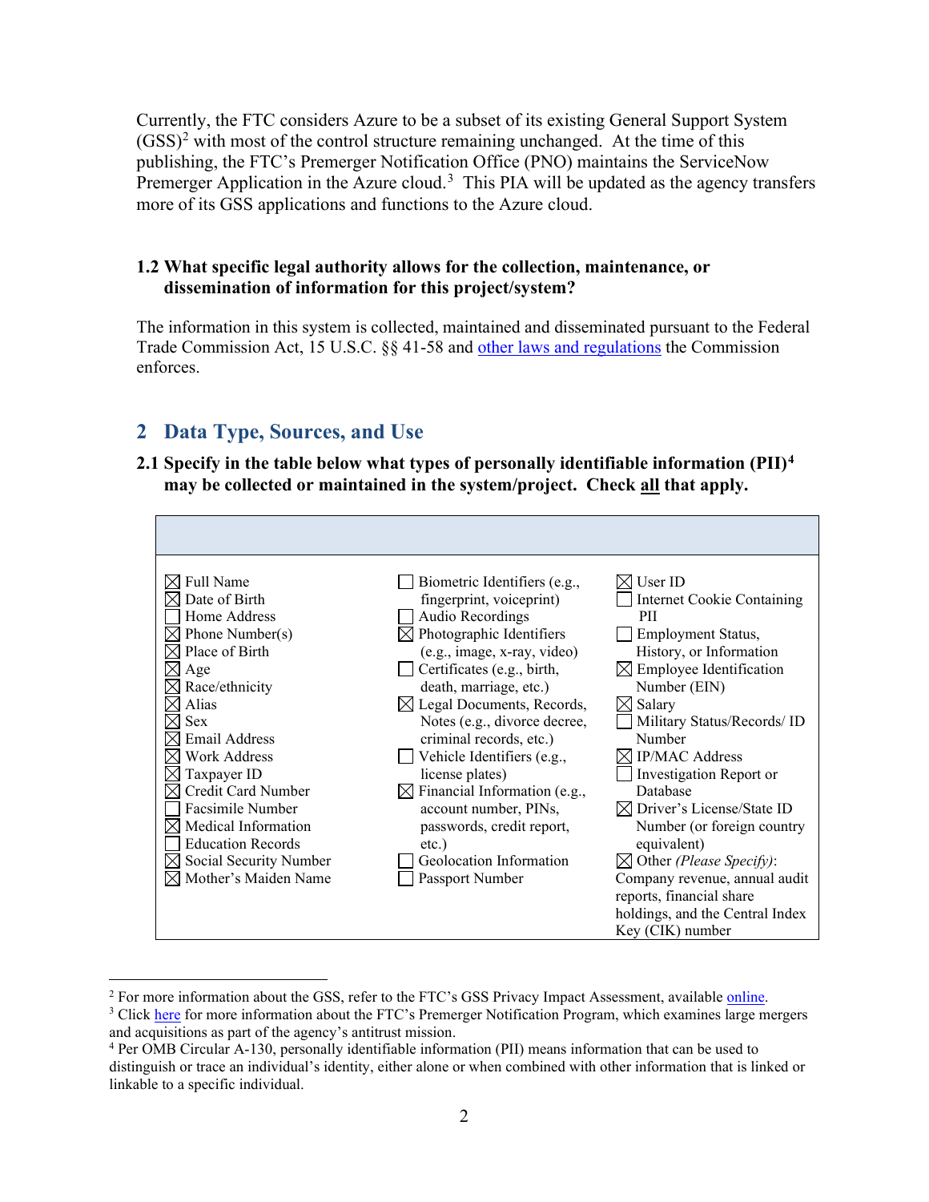Currently, the FTC considers Azure to be a subset of its existing General Support System (GSS)[2] with most of the control structure remaining unchanged. At the time of this publishing, the FTC's Premerger Notification Office (PNO) maintains the ServiceNow Premerger Application in the Azure cloud.[3] This PIA will be updated as the agency transfers more of its GSS applications and functions to the Azure cloud.

### 1.2 What specific legal authority allows for the collection, maintenance, or dissemination of information for this project/system?

The information in this system is collected, maintained and disseminated pursuant to the Federal Trade Commission Act, 15 U.S.C. §§ 41-58 and other laws and regulations the Commission enforces.

## 2 Data Type, Sources, and Use

### 2.1 Specify in the table below what types of personally identifiable information (PII)[4] may be collected or maintained in the system/project. Check all that apply.

| | | |
|---|---|---|
| ☒ Full Name | ☐ Biometric Identifiers (e.g., fingerprint, voiceprint) | ☒ User ID |
| ☒ Date of Birth | ☐ Audio Recordings | ☐ Internet Cookie Containing PII |
| ☐ Home Address | ☒ Photographic Identifiers (e.g., image, x-ray, video) | ☐ Employment Status, History, or Information |
| ☒ Phone Number(s) | ☐ Certificates (e.g., birth, death, marriage, etc.) | ☒ Employee Identification Number (EIN) |
| ☒ Place of Birth | ☒ Legal Documents, Records, Notes (e.g., divorce decree, criminal records, etc.) | ☒ Salary |
| ☒ Age | ☐ Vehicle Identifiers (e.g., license plates) | ☐ Military Status/Records/ ID Number |
| ☒ Race/ethnicity | ☒ Financial Information (e.g., account number, PINs, passwords, credit report, etc.) | ☒ IP/MAC Address |
| ☒ Alias | ☐ Geolocation Information | ☐ Investigation Report or Database |
| ☒ Sex | ☐ Passport Number | ☒ Driver's License/State ID Number (or foreign country equivalent) |
| ☒ Email Address | | ☒ Other *(Please Specify)*: Company revenue, annual audit reports, financial share holdings, and the Central Index Key (CIK) number |
| ☒ Work Address | | |
| ☒ Taxpayer ID | | |
| ☒ Credit Card Number | | |
| ☐ Facsimile Number | | |
| ☒ Medical Information | | |
| ☐ Education Records | | |
| ☒ Social Security Number | | |
| ☒ Mother's Maiden Name | | |

---

[2] For more information about the GSS, refer to the FTC's GSS Privacy Impact Assessment, available online.

[3] Click here for more information about the FTC's Premerger Notification Program, which examines large mergers and acquisitions as part of the agency's antitrust mission.

[4] Per OMB Circular A-130, personally identifiable information (PII) means information that can be used to distinguish or trace an individual's identity, either alone or when combined with other information that is linked or linkable to a specific individual.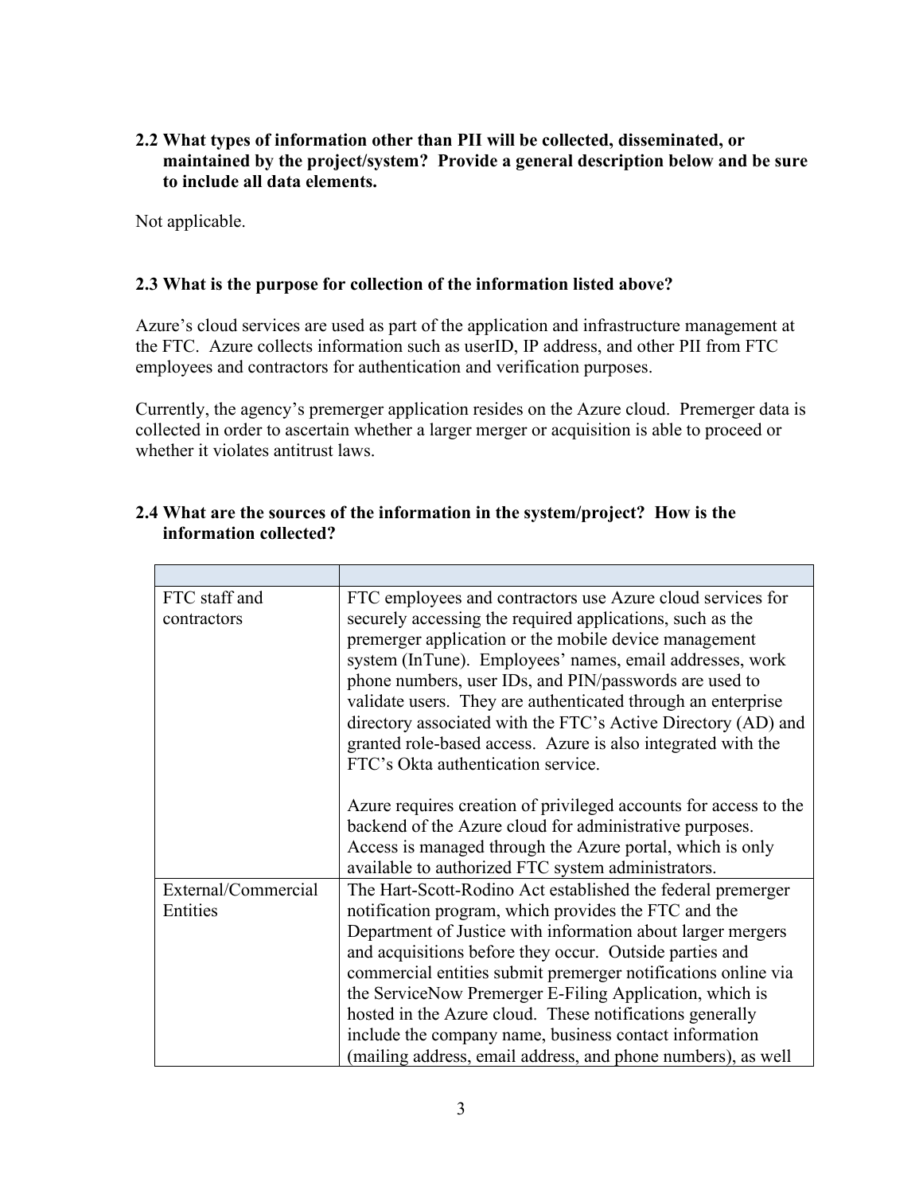**2.2 What types of information other than PII will be collected, disseminated, or maintained by the project/system? Provide a general description below and be sure to include all data elements.**

Not applicable.

**2.3 What is the purpose for collection of the information listed above?**

Azure's cloud services are used as part of the application and infrastructure management at the FTC. Azure collects information such as userID, IP address, and other PII from FTC employees and contractors for authentication and verification purposes.

Currently, the agency's premerger application resides on the Azure cloud. Premerger data is collected in order to ascertain whether a larger merger or acquisition is able to proceed or whether it violates antitrust laws.

**2.4 What are the sources of the information in the system/project? How is the information collected?**

| | |
|---|---|
| FTC staff and contractors | FTC employees and contractors use Azure cloud services for securely accessing the required applications, such as the premerger application or the mobile device management system (InTune). Employees' names, email addresses, work phone numbers, user IDs, and PIN/passwords are used to validate users. They are authenticated through an enterprise directory associated with the FTC's Active Directory (AD) and granted role-based access. Azure is also integrated with the FTC's Okta authentication service.<br><br>Azure requires creation of privileged accounts for access to the backend of the Azure cloud for administrative purposes. Access is managed through the Azure portal, which is only available to authorized FTC system administrators. |
| External/Commercial Entities | The Hart-Scott-Rodino Act established the federal premerger notification program, which provides the FTC and the Department of Justice with information about larger mergers and acquisitions before they occur. Outside parties and commercial entities submit premerger notifications online via the ServiceNow Premerger E-Filing Application, which is hosted in the Azure cloud. These notifications generally include the company name, business contact information (mailing address, email address, and phone numbers), as well |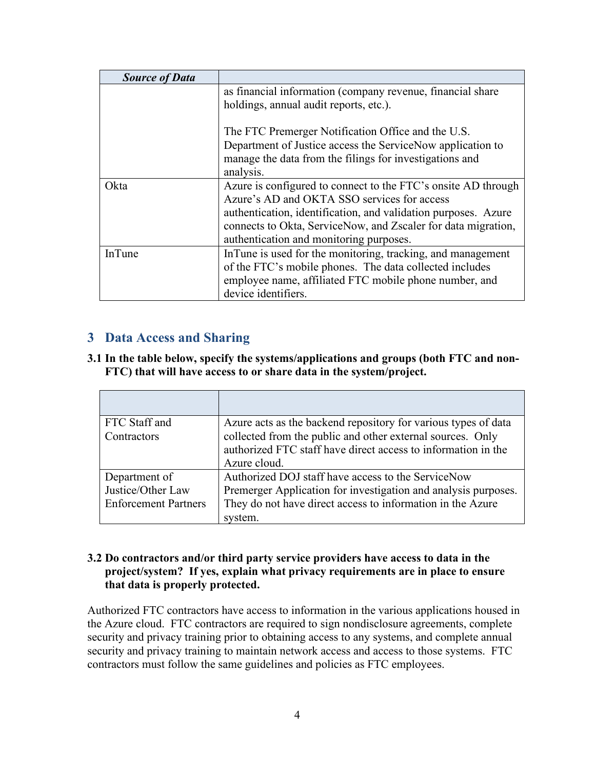| *Source of Data* | |
|---|---|
| | as financial information (company revenue, financial share holdings, annual audit reports, etc.).<br><br>The FTC Premerger Notification Office and the U.S. Department of Justice access the ServiceNow application to manage the data from the filings for investigations and analysis. |
| Okta | Azure is configured to connect to the FTC's onsite AD through Azure's AD and OKTA SSO services for access authentication, identification, and validation purposes. Azure connects to Okta, ServiceNow, and Zscaler for data migration, authentication and monitoring purposes. |
| InTune | InTune is used for the monitoring, tracking, and management of the FTC's mobile phones. The data collected includes employee name, affiliated FTC mobile phone number, and device identifiers. |

## 3 Data Access and Sharing

**3.1 In the table below, specify the systems/applications and groups (both FTC and non-FTC) that will have access to or share data in the system/project.**

| | |
|---|---|
| FTC Staff and Contractors | Azure acts as the backend repository for various types of data collected from the public and other external sources. Only authorized FTC staff have direct access to information in the Azure cloud. |
| Department of Justice/Other Law Enforcement Partners | Authorized DOJ staff have access to the ServiceNow Premerger Application for investigation and analysis purposes. They do not have direct access to information in the Azure system. |

**3.2 Do contractors and/or third party service providers have access to data in the project/system? If yes, explain what privacy requirements are in place to ensure that data is properly protected.**

Authorized FTC contractors have access to information in the various applications housed in the Azure cloud. FTC contractors are required to sign nondisclosure agreements, complete security and privacy training prior to obtaining access to any systems, and complete annual security and privacy training to maintain network access and access to those systems. FTC contractors must follow the same guidelines and policies as FTC employees.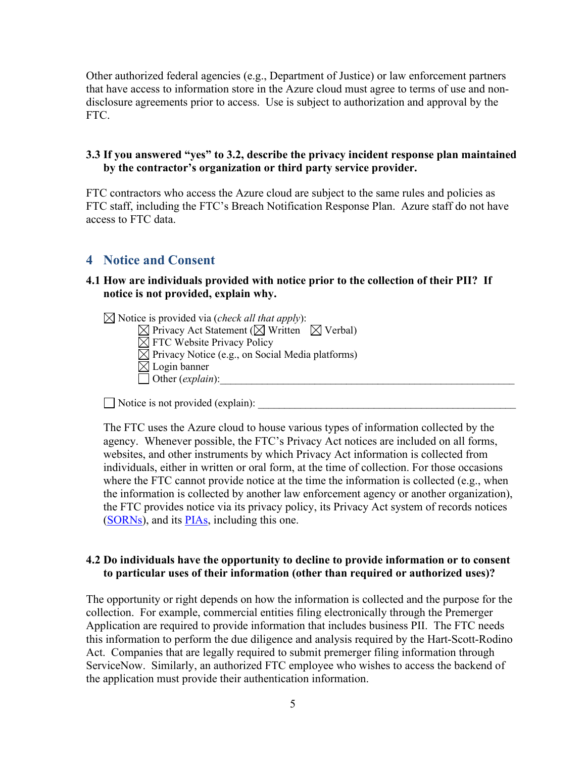Other authorized federal agencies (e.g., Department of Justice) or law enforcement partners that have access to information store in the Azure cloud must agree to terms of use and non-disclosure agreements prior to access. Use is subject to authorization and approval by the FTC.

### 3.3 If you answered "yes" to 3.2, describe the privacy incident response plan maintained by the contractor's organization or third party service provider.

FTC contractors who access the Azure cloud are subject to the same rules and policies as FTC staff, including the FTC's Breach Notification Response Plan. Azure staff do not have access to FTC data.

## 4 Notice and Consent

### 4.1 How are individuals provided with notice prior to the collection of their PII? If notice is not provided, explain why.

☒ Notice is provided via (*check all that apply*):
- ☒ Privacy Act Statement (☒ Written ☒ Verbal)
- ☒ FTC Website Privacy Policy
- ☒ Privacy Notice (e.g., on Social Media platforms)
- ☒ Login banner
- ☐ Other (*explain*):_______________________________________________

☐ Notice is not provided (explain): _______________________________________________

The FTC uses the Azure cloud to house various types of information collected by the agency. Whenever possible, the FTC's Privacy Act notices are included on all forms, websites, and other instruments by which Privacy Act information is collected from individuals, either in written or oral form, at the time of collection. For those occasions where the FTC cannot provide notice at the time the information is collected (e.g., when the information is collected by another law enforcement agency or another organization), the FTC provides notice via its privacy policy, its Privacy Act system of records notices (SORNs), and its PIAs, including this one.

### 4.2 Do individuals have the opportunity to decline to provide information or to consent to particular uses of their information (other than required or authorized uses)?

The opportunity or right depends on how the information is collected and the purpose for the collection. For example, commercial entities filing electronically through the Premerger Application are required to provide information that includes business PII. The FTC needs this information to perform the due diligence and analysis required by the Hart-Scott-Rodino Act. Companies that are legally required to submit premerger filing information through ServiceNow. Similarly, an authorized FTC employee who wishes to access the backend of the application must provide their authentication information.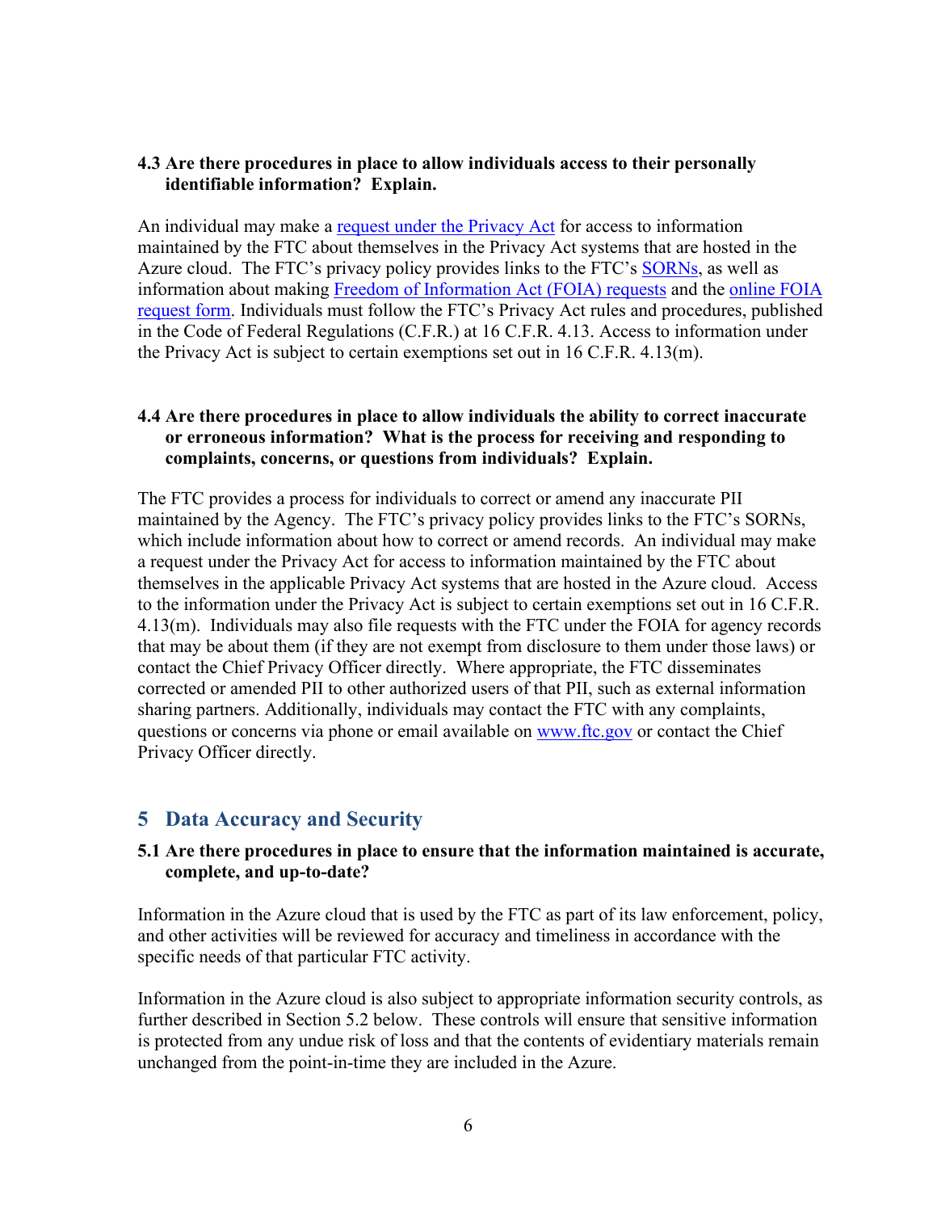### 4.3 Are there procedures in place to allow individuals access to their personally identifiable information? Explain.

An individual may make a request under the Privacy Act for access to information maintained by the FTC about themselves in the Privacy Act systems that are hosted in the Azure cloud. The FTC's privacy policy provides links to the FTC's SORNs, as well as information about making Freedom of Information Act (FOIA) requests and the online FOIA request form. Individuals must follow the FTC's Privacy Act rules and procedures, published in the Code of Federal Regulations (C.F.R.) at 16 C.F.R. 4.13. Access to information under the Privacy Act is subject to certain exemptions set out in 16 C.F.R. 4.13(m).

### 4.4 Are there procedures in place to allow individuals the ability to correct inaccurate or erroneous information? What is the process for receiving and responding to complaints, concerns, or questions from individuals? Explain.

The FTC provides a process for individuals to correct or amend any inaccurate PII maintained by the Agency. The FTC's privacy policy provides links to the FTC's SORNs, which include information about how to correct or amend records. An individual may make a request under the Privacy Act for access to information maintained by the FTC about themselves in the applicable Privacy Act systems that are hosted in the Azure cloud. Access to the information under the Privacy Act is subject to certain exemptions set out in 16 C.F.R. 4.13(m). Individuals may also file requests with the FTC under the FOIA for agency records that may be about them (if they are not exempt from disclosure to them under those laws) or contact the Chief Privacy Officer directly. Where appropriate, the FTC disseminates corrected or amended PII to other authorized users of that PII, such as external information sharing partners. Additionally, individuals may contact the FTC with any complaints, questions or concerns via phone or email available on www.ftc.gov or contact the Chief Privacy Officer directly.

## 5 Data Accuracy and Security

### 5.1 Are there procedures in place to ensure that the information maintained is accurate, complete, and up-to-date?

Information in the Azure cloud that is used by the FTC as part of its law enforcement, policy, and other activities will be reviewed for accuracy and timeliness in accordance with the specific needs of that particular FTC activity.

Information in the Azure cloud is also subject to appropriate information security controls, as further described in Section 5.2 below. These controls will ensure that sensitive information is protected from any undue risk of loss and that the contents of evidentiary materials remain unchanged from the point-in-time they are included in the Azure.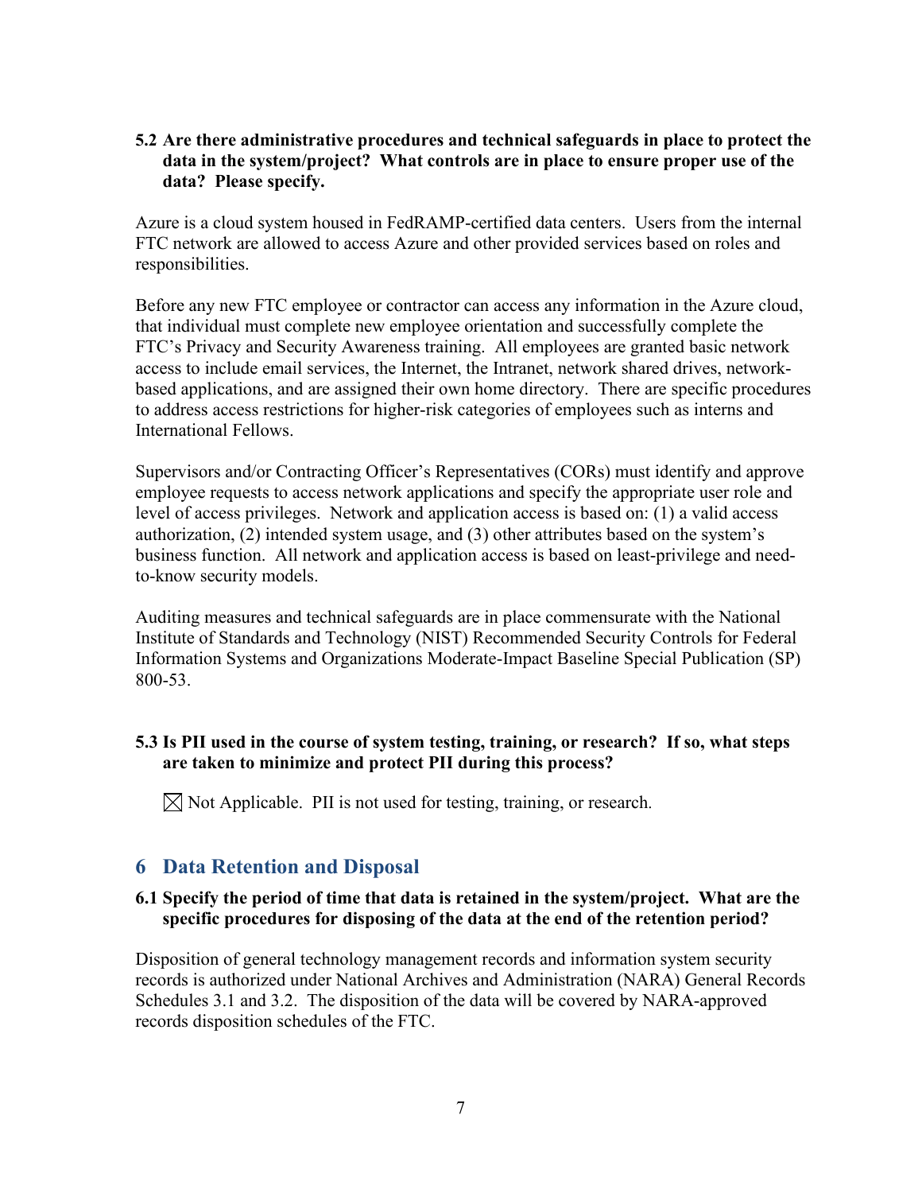**5.2 Are there administrative procedures and technical safeguards in place to protect the data in the system/project? What controls are in place to ensure proper use of the data? Please specify.**

Azure is a cloud system housed in FedRAMP-certified data centers. Users from the internal FTC network are allowed to access Azure and other provided services based on roles and responsibilities.

Before any new FTC employee or contractor can access any information in the Azure cloud, that individual must complete new employee orientation and successfully complete the FTC's Privacy and Security Awareness training. All employees are granted basic network access to include email services, the Internet, the Intranet, network shared drives, network-based applications, and are assigned their own home directory. There are specific procedures to address access restrictions for higher-risk categories of employees such as interns and International Fellows.

Supervisors and/or Contracting Officer's Representatives (CORs) must identify and approve employee requests to access network applications and specify the appropriate user role and level of access privileges. Network and application access is based on: (1) a valid access authorization, (2) intended system usage, and (3) other attributes based on the system's business function. All network and application access is based on least-privilege and need-to-know security models.

Auditing measures and technical safeguards are in place commensurate with the National Institute of Standards and Technology (NIST) Recommended Security Controls for Federal Information Systems and Organizations Moderate-Impact Baseline Special Publication (SP) 800-53.

**5.3 Is PII used in the course of system testing, training, or research? If so, what steps are taken to minimize and protect PII during this process?**

☒ Not Applicable. PII is not used for testing, training, or research.

## 6 Data Retention and Disposal

**6.1 Specify the period of time that data is retained in the system/project. What are the specific procedures for disposing of the data at the end of the retention period?**

Disposition of general technology management records and information system security records is authorized under National Archives and Administration (NARA) General Records Schedules 3.1 and 3.2. The disposition of the data will be covered by NARA-approved records disposition schedules of the FTC.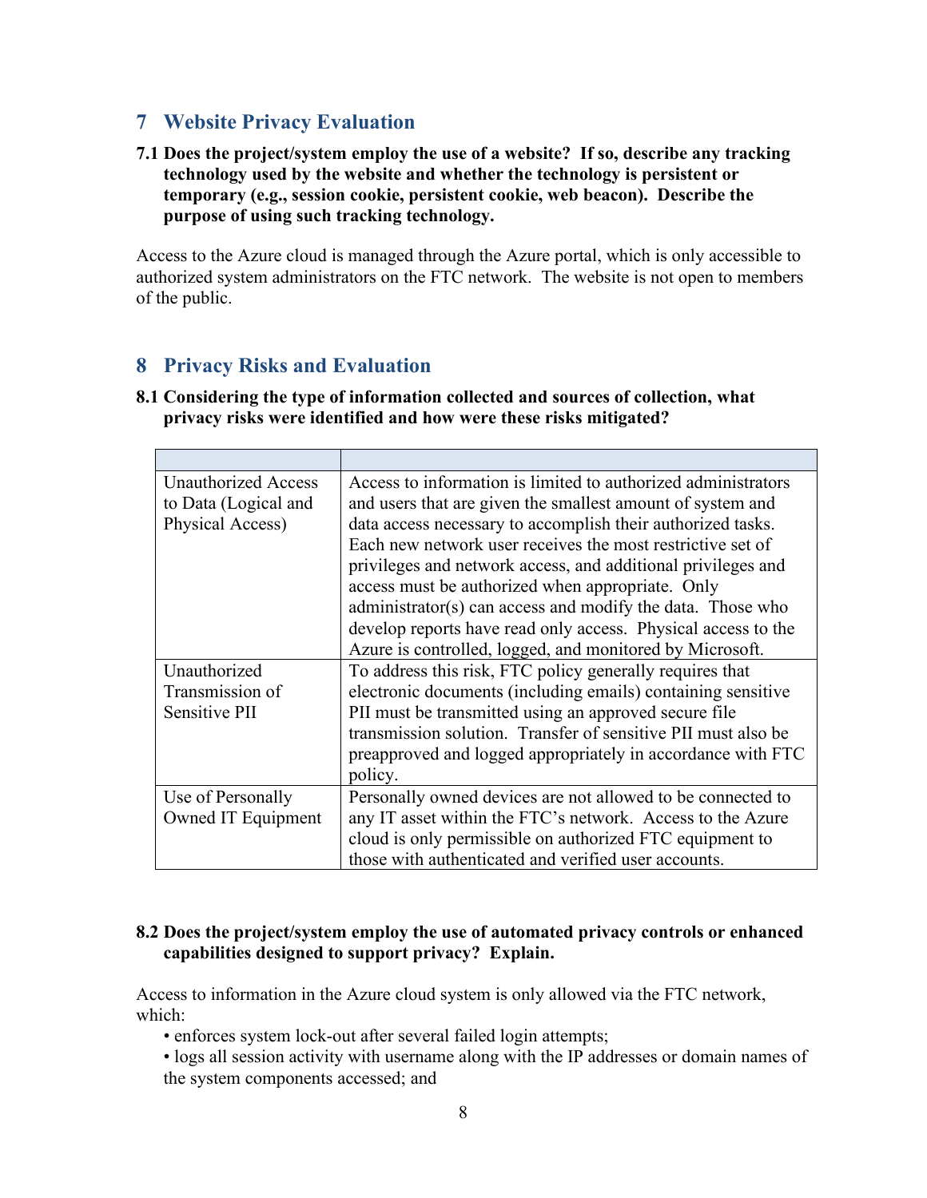## 7 Website Privacy Evaluation

**7.1 Does the project/system employ the use of a website? If so, describe any tracking technology used by the website and whether the technology is persistent or temporary (e.g., session cookie, persistent cookie, web beacon). Describe the purpose of using such tracking technology.**

Access to the Azure cloud is managed through the Azure portal, which is only accessible to authorized system administrators on the FTC network. The website is not open to members of the public.

## 8 Privacy Risks and Evaluation

**8.1 Considering the type of information collected and sources of collection, what privacy risks were identified and how were these risks mitigated?**

| | |
|---|---|
| Unauthorized Access to Data (Logical and Physical Access) | Access to information is limited to authorized administrators and users that are given the smallest amount of system and data access necessary to accomplish their authorized tasks. Each new network user receives the most restrictive set of privileges and network access, and additional privileges and access must be authorized when appropriate. Only administrator(s) can access and modify the data. Those who develop reports have read only access. Physical access to the Azure is controlled, logged, and monitored by Microsoft. |
| Unauthorized Transmission of Sensitive PII | To address this risk, FTC policy generally requires that electronic documents (including emails) containing sensitive PII must be transmitted using an approved secure file transmission solution. Transfer of sensitive PII must also be preapproved and logged appropriately in accordance with FTC policy. |
| Use of Personally Owned IT Equipment | Personally owned devices are not allowed to be connected to any IT asset within the FTC's network. Access to the Azure cloud is only permissible on authorized FTC equipment to those with authenticated and verified user accounts. |

**8.2 Does the project/system employ the use of automated privacy controls or enhanced capabilities designed to support privacy? Explain.**

Access to information in the Azure cloud system is only allowed via the FTC network, which:

- enforces system lock-out after several failed login attempts;
- logs all session activity with username along with the IP addresses or domain names of the system components accessed; and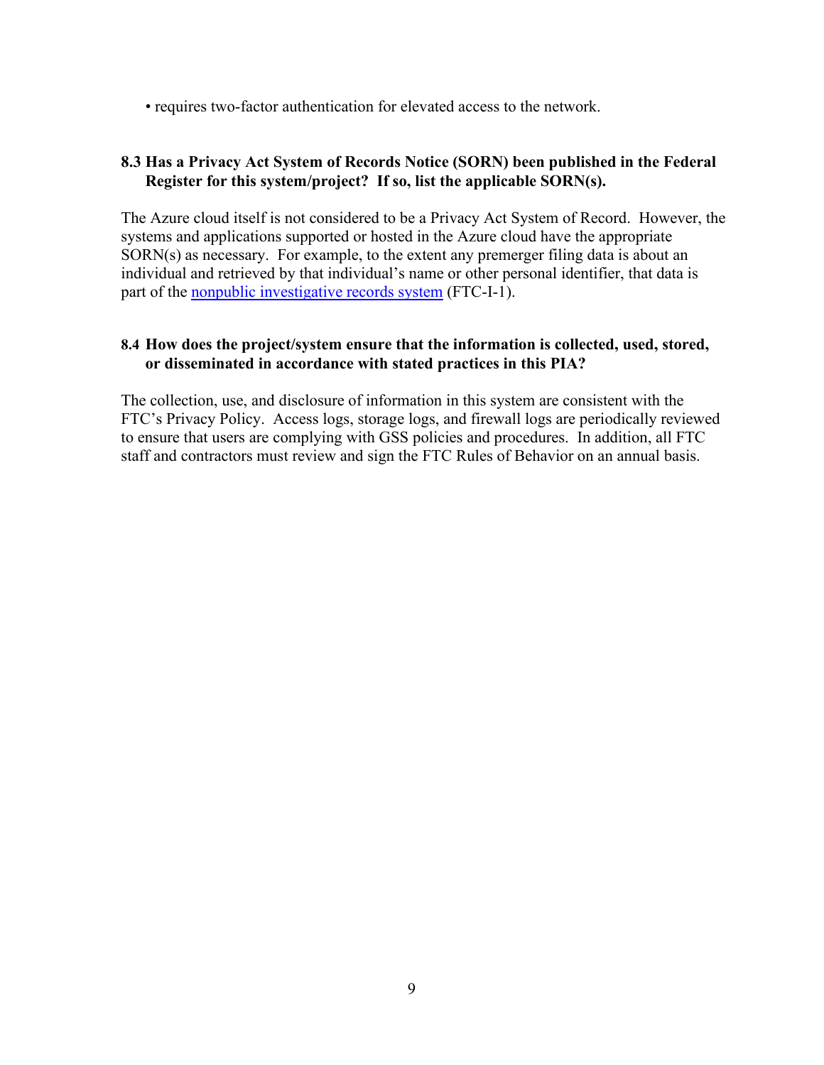- requires two-factor authentication for elevated access to the network.

### 8.3 Has a Privacy Act System of Records Notice (SORN) been published in the Federal Register for this system/project? If so, list the applicable SORN(s).

The Azure cloud itself is not considered to be a Privacy Act System of Record. However, the systems and applications supported or hosted in the Azure cloud have the appropriate SORN(s) as necessary. For example, to the extent any premerger filing data is about an individual and retrieved by that individual's name or other personal identifier, that data is part of the nonpublic investigative records system (FTC-I-1).

### 8.4 How does the project/system ensure that the information is collected, used, stored, or disseminated in accordance with stated practices in this PIA?

The collection, use, and disclosure of information in this system are consistent with the FTC's Privacy Policy. Access logs, storage logs, and firewall logs are periodically reviewed to ensure that users are complying with GSS policies and procedures. In addition, all FTC staff and contractors must review and sign the FTC Rules of Behavior on an annual basis.